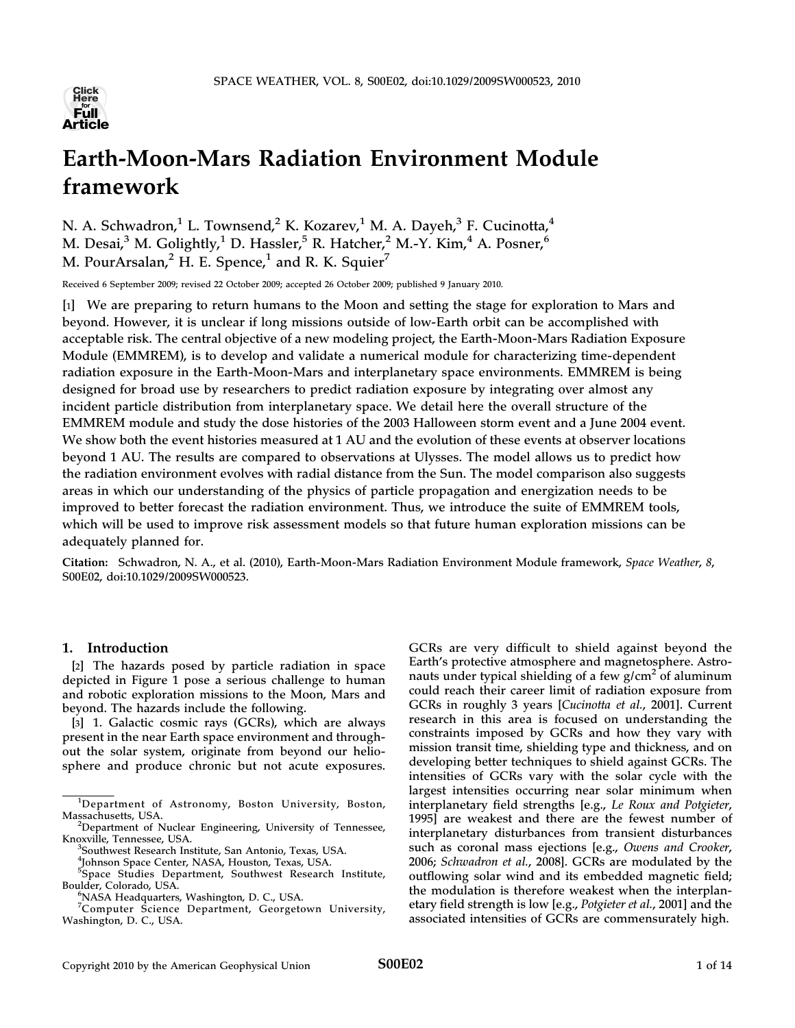# Earth-Moon-Mars Radiation Environment Module framework

N. A. Schwadron,[1] L. Townsend,[2] K. Kozarev,[1] M. A. Dayeh,[3] F. Cucinotta,[4] M. Desai,[3] M. Golightly,[1] D. Hassler,[5] R. Hatcher,[2] M.-Y. Kim,[4] A. Posner,[6] M. PourArsalan,[2] H. E. Spence,[1] and R. K. Squier[7]

Received 6 September 2009; revised 22 October 2009; accepted 26 October 2009; published 9 January 2010.

[1] We are preparing to return humans to the Moon and setting the stage for exploration to Mars and beyond. However, it is unclear if long missions outside of low-Earth orbit can be accomplished with acceptable risk. The central objective of a new modeling project, the Earth-Moon-Mars Radiation Exposure Module (EMMREM), is to develop and validate a numerical module for characterizing time-dependent radiation exposure in the Earth-Moon-Mars and interplanetary space environments. EMMREM is being designed for broad use by researchers to predict radiation exposure by integrating over almost any incident particle distribution from interplanetary space. We detail here the overall structure of the EMMREM module and study the dose histories of the 2003 Halloween storm event and a June 2004 event. We show both the event histories measured at 1 AU and the evolution of these events at observer locations beyond 1 AU. The results are compared to observations at Ulysses. The model allows us to predict how the radiation environment evolves with radial distance from the Sun. The model comparison also suggests areas in which our understanding of the physics of particle propagation and energization needs to be improved to better forecast the radiation environment. Thus, we introduce the suite of EMMREM tools, which will be used to improve risk assessment models so that future human exploration missions can be adequately planned for.

**Citation:** Schwadron, N. A., et al. (2010), Earth-Moon-Mars Radiation Environment Module framework, *Space Weather*, *8*, S00E02, doi:10.1029/2009SW000523.

## 1. Introduction

[2] The hazards posed by particle radiation in space depicted in Figure 1 pose a serious challenge to human and robotic exploration missions to the Moon, Mars and beyond. The hazards include the following.

[3] 1. Galactic cosmic rays (GCRs), which are always present in the near Earth space environment and throughout the solar system, originate from beyond our heliosphere and produce chronic but not acute exposures. GCRs are very difficult to shield against beyond the Earth's protective atmosphere and magnetosphere. Astronauts under typical shielding of a few g/cm$^2$ of aluminum could reach their career limit of radiation exposure from GCRs in roughly 3 years [*Cucinotta et al.*, 2001]. Current research in this area is focused on understanding the constraints imposed by GCRs and how they vary with mission transit time, shielding type and thickness, and on developing better techniques to shield against GCRs. The intensities of GCRs vary with the solar cycle with the largest intensities occurring near solar minimum when interplanetary field strengths [e.g., *Le Roux and Potgieter*, 1995] are weakest and there are the fewest number of interplanetary disturbances from transient disturbances such as coronal mass ejections [e.g., *Owens and Crooker*, 2006; *Schwadron et al.*, 2008]. GCRs are modulated by the outflowing solar wind and its embedded magnetic field; the modulation is therefore weakest when the interplanetary field strength is low [e.g., *Potgieter et al.*, 2001] and the associated intensities of GCRs are commensurately high.

---

[1] Department of Astronomy, Boston University, Boston, Massachusetts, USA.
[2] Department of Nuclear Engineering, University of Tennessee, Knoxville, Tennessee, USA.
[3] Southwest Research Institute, San Antonio, Texas, USA.
[4] Johnson Space Center, NASA, Houston, Texas, USA.
[5] Space Studies Department, Southwest Research Institute, Boulder, Colorado, USA.
[6] NASA Headquarters, Washington, D. C., USA.
[7] Computer Science Department, Georgetown University, Washington, D. C., USA.

Copyright 2010 by the American Geophysical Union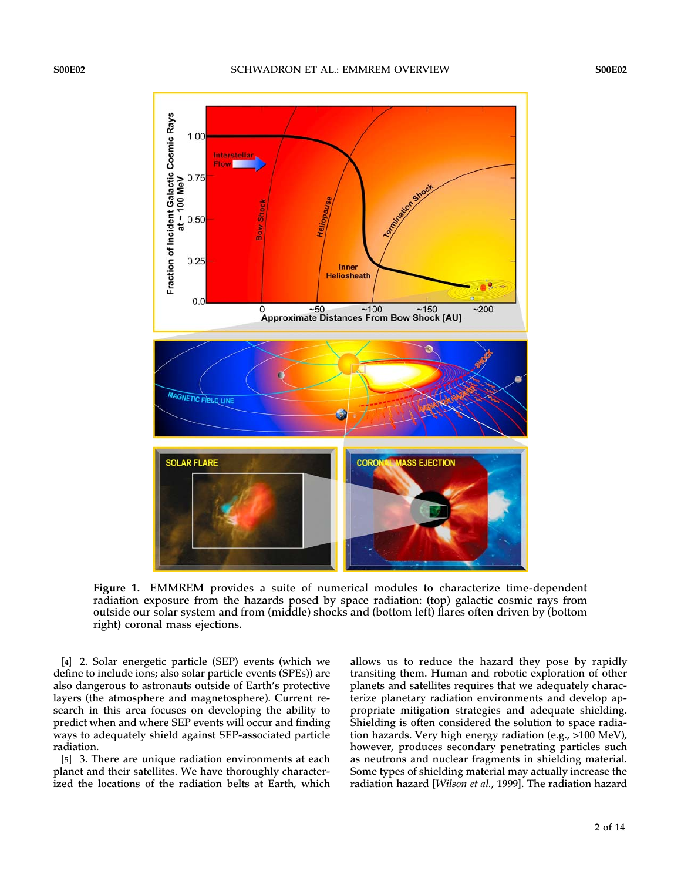**Figure 1.** EMMREM provides a suite of numerical modules to characterize time-dependent radiation exposure from the hazards posed by space radiation: (top) galactic cosmic rays from outside our solar system and from (middle) shocks and (bottom left) flares often driven by (bottom right) coronal mass ejections.

[4] 2. Solar energetic particle (SEP) events (which we define to include ions; also solar particle events (SPEs)) are also dangerous to astronauts outside of Earth's protective layers (the atmosphere and magnetosphere). Current research in this area focuses on developing the ability to predict when and where SEP events will occur and finding ways to adequately shield against SEP-associated particle radiation.

[5] 3. There are unique radiation environments at each planet and their satellites. We have thoroughly characterized the locations of the radiation belts at Earth, which allows us to reduce the hazard they pose by rapidly transiting them. Human and robotic exploration of other planets and satellites requires that we adequately characterize planetary radiation environments and develop appropriate mitigation strategies and adequate shielding. Shielding is often considered the solution to space radiation hazards. Very high energy radiation (e.g., >100 MeV), however, produces secondary penetrating particles such as neutrons and nuclear fragments in shielding material. Some types of shielding material may actually increase the radiation hazard [*Wilson et al.*, 1999]. The radiation hazard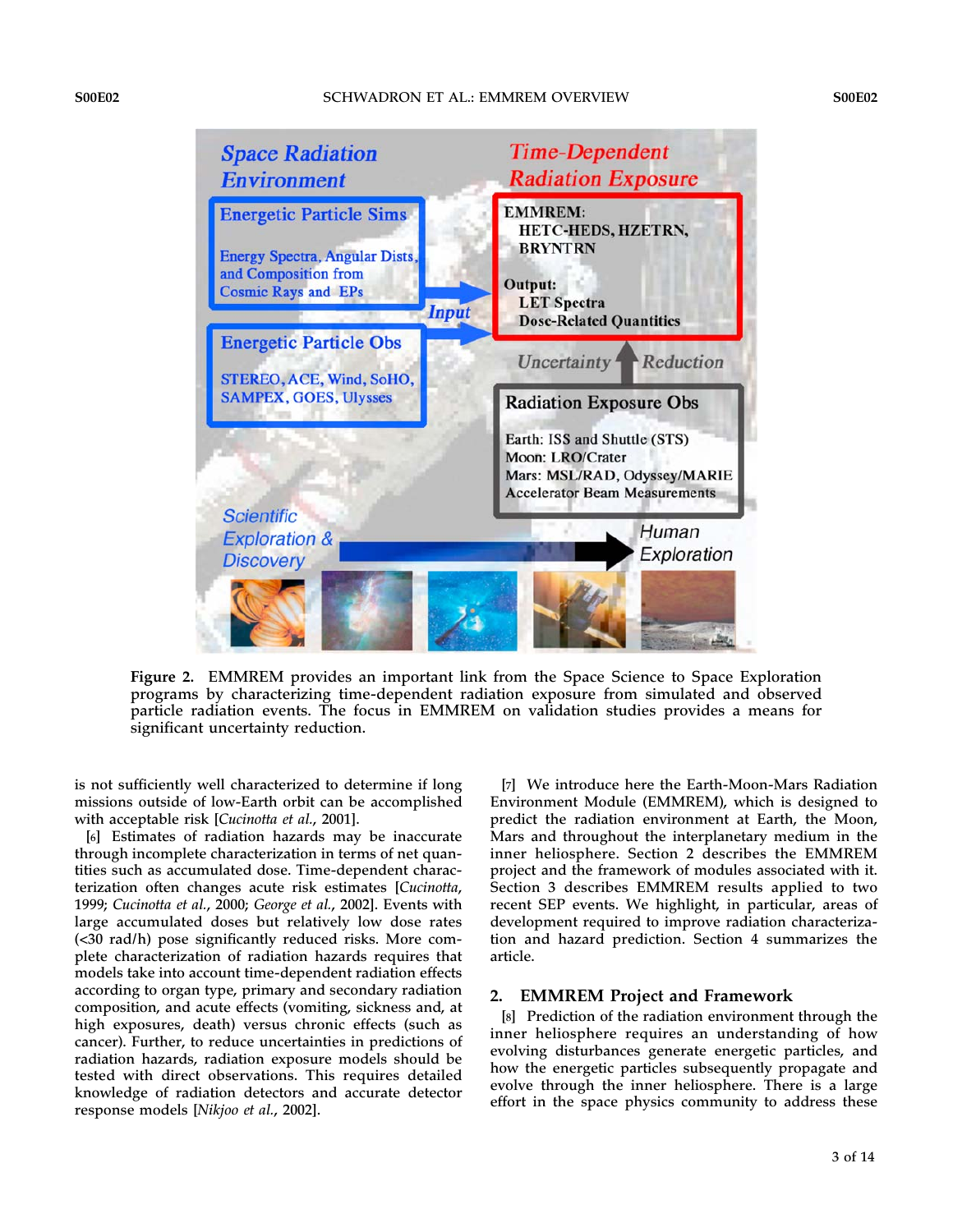**Figure 2.** EMMREM provides an important link from the Space Science to Space Exploration programs by characterizing time-dependent radiation exposure from simulated and observed particle radiation events. The focus in EMMREM on validation studies provides a means for significant uncertainty reduction.

is not sufficiently well characterized to determine if long missions outside of low-Earth orbit can be accomplished with acceptable risk [*Cucinotta et al.*, 2001].

[6] Estimates of radiation hazards may be inaccurate through incomplete characterization in terms of net quantities such as accumulated dose. Time-dependent characterization often changes acute risk estimates [*Cucinotta*, 1999; *Cucinotta et al.*, 2000; *George et al.*, 2002]. Events with large accumulated doses but relatively low dose rates (<30 rad/h) pose significantly reduced risks. More complete characterization of radiation hazards requires that models take into account time-dependent radiation effects according to organ type, primary and secondary radiation composition, and acute effects (vomiting, sickness and, at high exposures, death) versus chronic effects (such as cancer). Further, to reduce uncertainties in predictions of radiation hazards, radiation exposure models should be tested with direct observations. This requires detailed knowledge of radiation detectors and accurate detector response models [*Nikjoo et al.*, 2002].

[7] We introduce here the Earth-Moon-Mars Radiation Environment Module (EMMREM), which is designed to predict the radiation environment at Earth, the Moon, Mars and throughout the interplanetary medium in the inner heliosphere. Section 2 describes the EMMREM project and the framework of modules associated with it. Section 3 describes EMMREM results applied to two recent SEP events. We highlight, in particular, areas of development required to improve radiation characterization and hazard prediction. Section 4 summarizes the article.

## 2. EMMREM Project and Framework

[8] Prediction of the radiation environment through the inner heliosphere requires an understanding of how evolving disturbances generate energetic particles, and how the energetic particles subsequently propagate and evolve through the inner heliosphere. There is a large effort in the space physics community to address these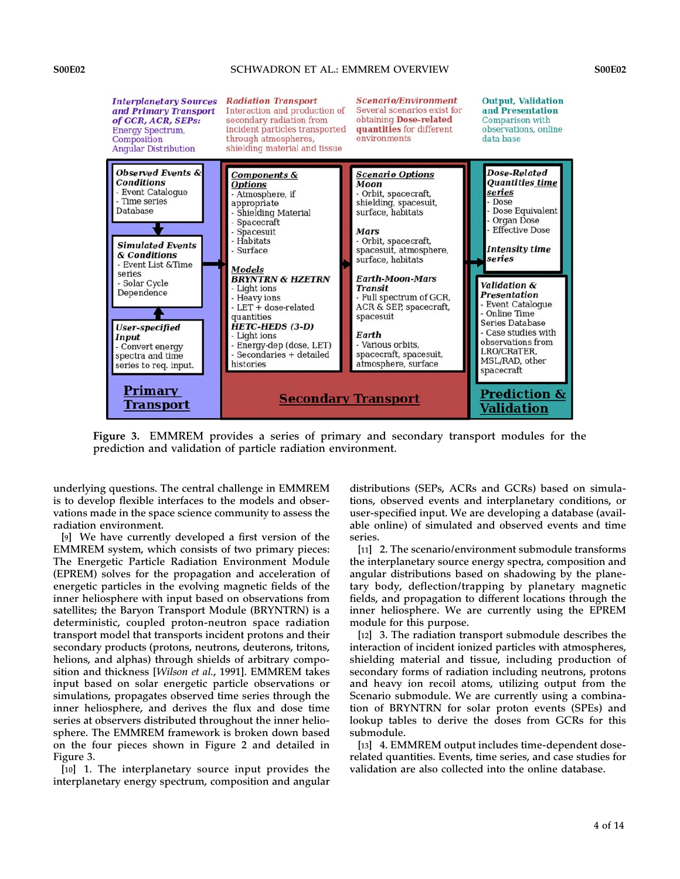Figure 3. EMMREM provides a series of primary and secondary transport modules for the prediction and validation of particle radiation environment.

underlying questions. The central challenge in EMMREM is to develop flexible interfaces to the models and observations made in the space science community to assess the radiation environment.

[9] We have currently developed a first version of the EMMREM system, which consists of two primary pieces: The Energetic Particle Radiation Environment Module (EPREM) solves for the propagation and acceleration of energetic particles in the evolving magnetic fields of the inner heliosphere with input based on observations from satellites; the Baryon Transport Module (BRYNTRN) is a deterministic, coupled proton-neutron space radiation transport model that transports incident protons and their secondary products (protons, neutrons, deuterons, tritons, helions, and alphas) through shields of arbitrary composition and thickness [*Wilson et al.*, 1991]. EMMREM takes input based on solar energetic particle observations or simulations, propagates observed time series through the inner heliosphere, and derives the flux and dose time series at observers distributed throughout the inner heliosphere. The EMMREM framework is broken down based on the four pieces shown in Figure 2 and detailed in Figure 3.

[10] 1. The interplanetary source input provides the interplanetary energy spectrum, composition and angular distributions (SEPs, ACRs and GCRs) based on simulations, observed events and interplanetary conditions, or user-specified input. We are developing a database (available online) of simulated and observed events and time series.

[11] 2. The scenario/environment submodule transforms the interplanetary source energy spectra, composition and angular distributions based on shadowing by the planetary body, deflection/trapping by planetary magnetic fields, and propagation to different locations through the inner heliosphere. We are currently using the EPREM module for this purpose.

[12] 3. The radiation transport submodule describes the interaction of incident ionized particles with atmospheres, shielding material and tissue, including production of secondary forms of radiation including neutrons, protons and heavy ion recoil atoms, utilizing output from the Scenario submodule. We are currently using a combination of BRYNTRN for solar proton events (SPEs) and lookup tables to derive the doses from GCRs for this submodule.

[13] 4. EMMREM output includes time-dependent dose-related quantities. Events, time series, and case studies for validation are also collected into the online database.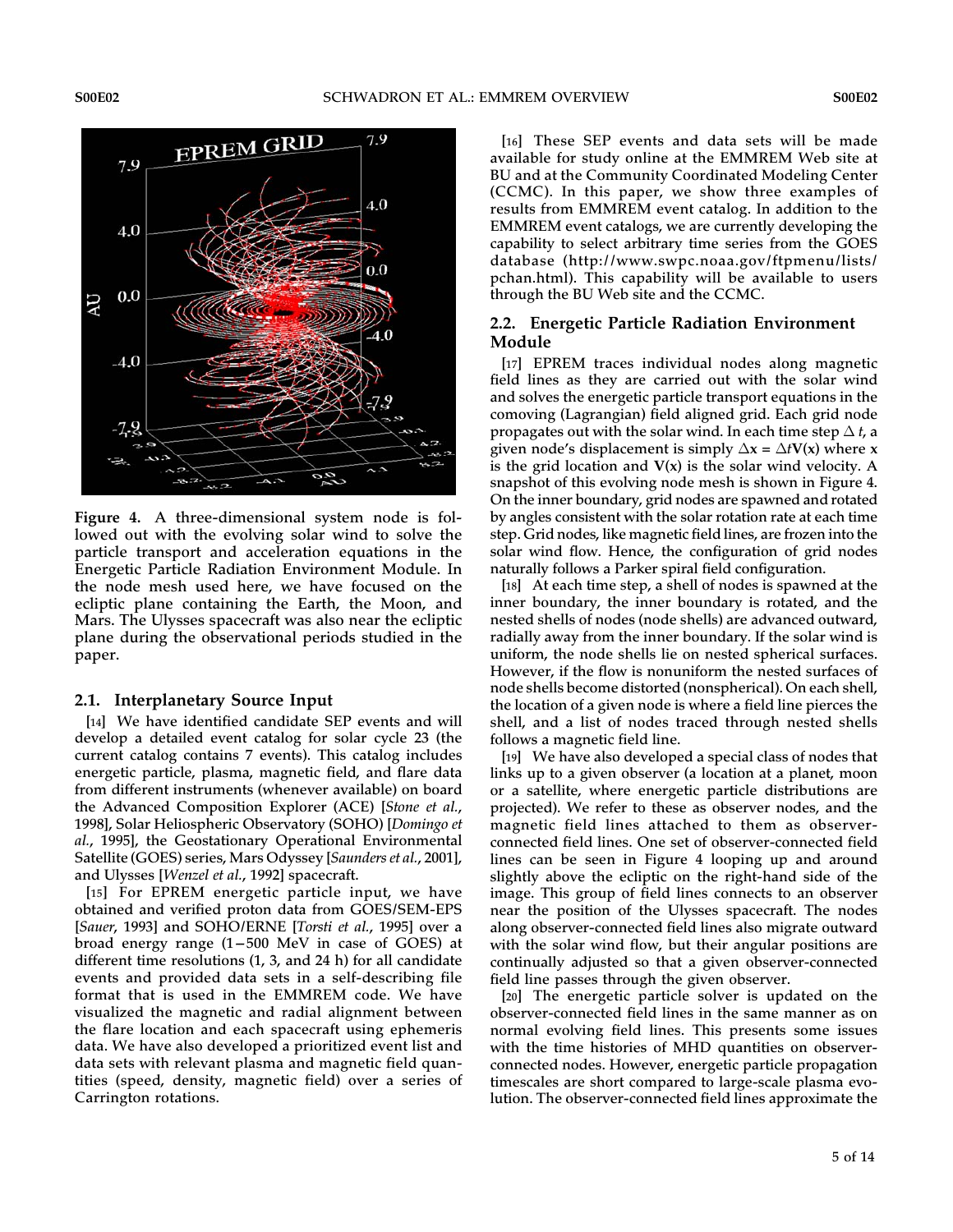**Figure 4.** A three-dimensional system node is followed out with the evolving solar wind to solve the particle transport and acceleration equations in the Energetic Particle Radiation Environment Module. In the node mesh used here, we have focused on the ecliptic plane containing the Earth, the Moon, and Mars. The Ulysses spacecraft was also near the ecliptic plane during the observational periods studied in the paper.

### 2.1. Interplanetary Source Input

[14] We have identified candidate SEP events and will develop a detailed event catalog for solar cycle 23 (the current catalog contains 7 events). This catalog includes energetic particle, plasma, magnetic field, and flare data from different instruments (whenever available) on board the Advanced Composition Explorer (ACE) [*Stone et al.*, 1998], Solar Heliospheric Observatory (SOHO) [*Domingo et al.*, 1995], the Geostationary Operational Environmental Satellite (GOES) series, Mars Odyssey [*Saunders et al.*, 2001], and Ulysses [*Wenzel et al.*, 1992] spacecraft.

[15] For EPREM energetic particle input, we have obtained and verified proton data from GOES/SEM-EPS [*Sauer*, 1993] and SOHO/ERNE [*Torsti et al.*, 1995] over a broad energy range (1–500 MeV in case of GOES) at different time resolutions (1, 3, and 24 h) for all candidate events and provided data sets in a self-describing file format that is used in the EMMREM code. We have visualized the magnetic and radial alignment between the flare location and each spacecraft using ephemeris data. We have also developed a prioritized event list and data sets with relevant plasma and magnetic field quantities (speed, density, magnetic field) over a series of Carrington rotations.

[16] These SEP events and data sets will be made available for study online at the EMMREM Web site at BU and at the Community Coordinated Modeling Center (CCMC). In this paper, we show three examples of results from EMMREM event catalog. In addition to the EMMREM event catalogs, we are currently developing the capability to select arbitrary time series from the GOES database (http://www.swpc.noaa.gov/ftpmenu/lists/pchan.html). This capability will be available to users through the BU Web site and the CCMC.

### 2.2. Energetic Particle Radiation Environment Module

[17] EPREM traces individual nodes along magnetic field lines as they are carried out with the solar wind and solves the energetic particle transport equations in the comoving (Lagrangian) field aligned grid. Each grid node propagates out with the solar wind. In each time step $\Delta t$, a given node's displacement is simply $\Delta \mathbf{x} = \Delta t \mathbf{V}(\mathbf{x})$ where $\mathbf{x}$ is the grid location and $\mathbf{V}(\mathbf{x})$ is the solar wind velocity. A snapshot of this evolving node mesh is shown in Figure 4. On the inner boundary, grid nodes are spawned and rotated by angles consistent with the solar rotation rate at each time step. Grid nodes, like magnetic field lines, are frozen into the solar wind flow. Hence, the configuration of grid nodes naturally follows a Parker spiral field configuration.

[18] At each time step, a shell of nodes is spawned at the inner boundary, the inner boundary is rotated, and the nested shells of nodes (node shells) are advanced outward, radially away from the inner boundary. If the solar wind is uniform, the node shells lie on nested spherical surfaces. However, if the flow is nonuniform the nested surfaces of node shells become distorted (nonspherical). On each shell, the location of a given node is where a field line pierces the shell, and a list of nodes traced through nested shells follows a magnetic field line.

[19] We have also developed a special class of nodes that links up to a given observer (a location at a planet, moon or a satellite, where energetic particle distributions are projected). We refer to these as observer nodes, and the magnetic field lines attached to them as observer-connected field lines. One set of observer-connected field lines can be seen in Figure 4 looping up and around slightly above the ecliptic on the right-hand side of the image. This group of field lines connects to an observer near the position of the Ulysses spacecraft. The nodes along observer-connected field lines also migrate outward with the solar wind flow, but their angular positions are continually adjusted so that a given observer-connected field line passes through the given observer.

[20] The energetic particle solver is updated on the observer-connected field lines in the same manner as on normal evolving field lines. This presents some issues with the time histories of MHD quantities on observer-connected nodes. However, energetic particle propagation timescales are short compared to large-scale plasma evolution. The observer-connected field lines approximate the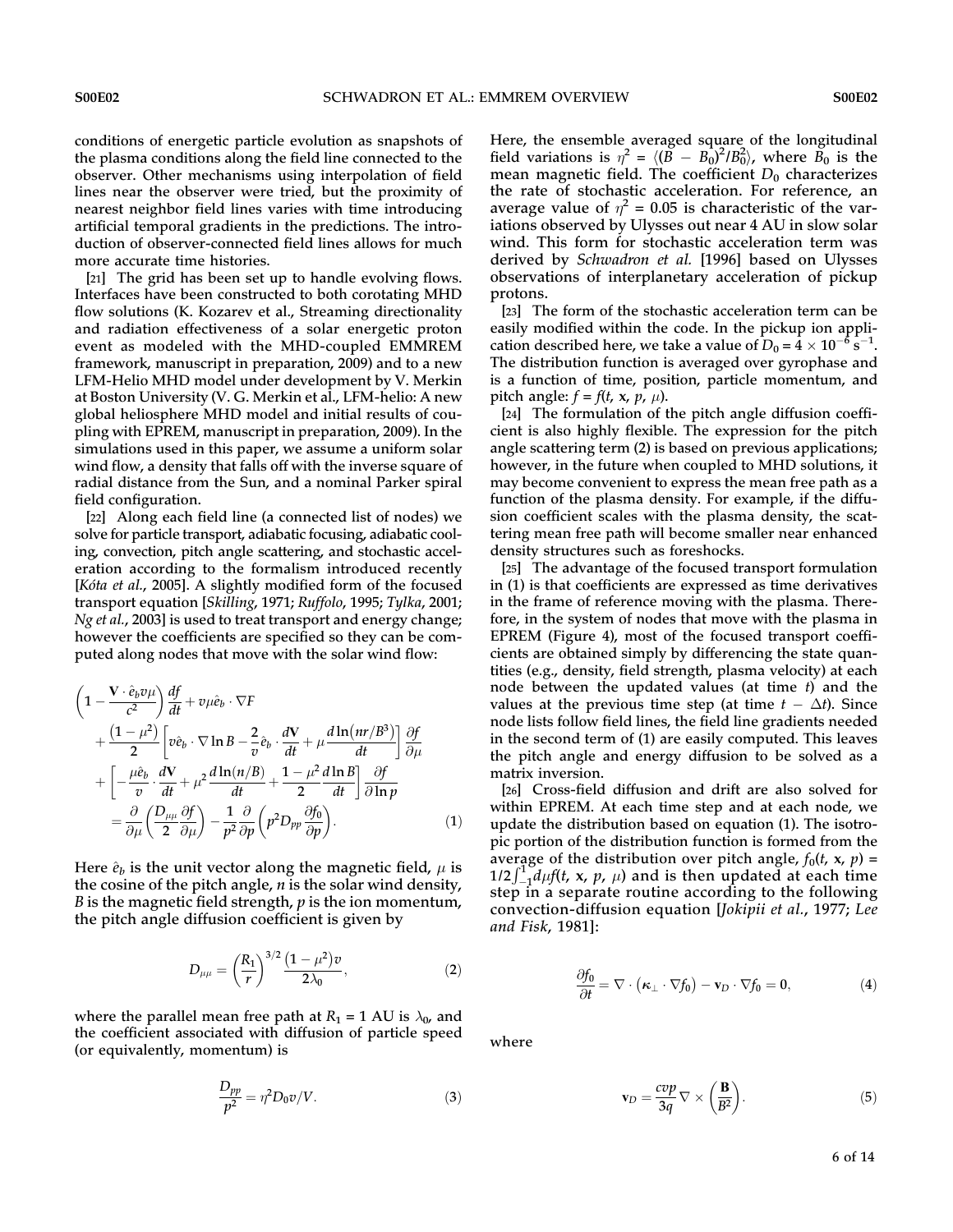conditions of energetic particle evolution as snapshots of the plasma conditions along the field line connected to the observer. Other mechanisms using interpolation of field lines near the observer were tried, but the proximity of nearest neighbor field lines varies with time introducing artificial temporal gradients in the predictions. The introduction of observer-connected field lines allows for much more accurate time histories.

[21] The grid has been set up to handle evolving flows. Interfaces have been constructed to both corotating MHD flow solutions (K. Kozarev et al., Streaming directionality and radiation effectiveness of a solar energetic proton event as modeled with the MHD-coupled EMMREM framework, manuscript in preparation, 2009) and to a new LFM-Helio MHD model under development by V. Merkin at Boston University (V. G. Merkin et al., LFM-helio: A new global heliosphere MHD model and initial results of coupling with EPREM, manuscript in preparation, 2009). In the simulations used in this paper, we assume a uniform solar wind flow, a density that falls off with the inverse square of radial distance from the Sun, and a nominal Parker spiral field configuration.

[22] Along each field line (a connected list of nodes) we solve for particle transport, adiabatic focusing, adiabatic cooling, convection, pitch angle scattering, and stochastic acceleration according to the formalism introduced recently [*Kóta et al.*, 2005]. A slightly modified form of the focused transport equation [*Skilling*, 1971; *Ruffolo*, 1995; *Tylka*, 2001; *Ng et al.*, 2003] is used to treat transport and energy change; however the coefficients are specified so they can be computed along nodes that move with the solar wind flow:

$$
\begin{aligned}
&\left(1 - \frac{\mathbf{V}\cdot\hat{e}_b v\mu}{c^2}\right)\frac{df}{dt} + v\mu\hat{e}_b\cdot\nabla F \\
&+ \frac{(1-\mu^2)}{2}\left[v\hat{e}_b\cdot\nabla\ln B - \frac{2}{v}\hat{e}_b\cdot\frac{d\mathbf{V}}{dt} + \mu\frac{d\ln\left(nr/B^3\right)}{dt}\right]\frac{\partial f}{\partial\mu} \\
&+ \left[-\frac{\mu\hat{e}_b}{v}\cdot\frac{d\mathbf{V}}{dt} + \mu^2\frac{d\ln(n/B)}{dt} + \frac{1-\mu^2}{2}\frac{d\ln B}{dt}\right]\frac{\partial f}{\partial\ln p} \\
&= \frac{\partial}{\partial\mu}\left(\frac{D_{\mu\mu}}{2}\frac{\partial f}{\partial\mu}\right) - \frac{1}{p^2}\frac{\partial}{\partial p}\left(p^2 D_{pp}\frac{\partial f_0}{\partial p}\right).
\end{aligned}
\tag{1}
$$

Here $\hat{e}_b$ is the unit vector along the magnetic field, $\mu$ is the cosine of the pitch angle, $n$ is the solar wind density, $B$ is the magnetic field strength, $p$ is the ion momentum, the pitch angle diffusion coefficient is given by

$$
D_{\mu\mu} = \left(\frac{R_1}{r}\right)^{3/2}\frac{\left(1-\mu^2\right)v}{2\lambda_0},
\tag{2}
$$

where the parallel mean free path at $R_1$ = 1 AU is $\lambda_0$, and the coefficient associated with diffusion of particle speed (or equivalently, momentum) is

$$
\frac{D_{pp}}{p^2} = \eta^2 D_0 v/V.
\tag{3}
$$

Here, the ensemble averaged square of the longitudinal field variations is $\eta^2 = \langle (B - B_0)^2/B_0^2\rangle$, where $B_0$ is the mean magnetic field. The coefficient $D_0$ characterizes the rate of stochastic acceleration. For reference, an average value of $\eta^2 = 0.05$ is characteristic of the variations observed by Ulysses out near 4 AU in slow solar wind. This form for stochastic acceleration term was derived by *Schwadron et al.* [1996] based on Ulysses observations of interplanetary acceleration of pickup protons.

[23] The form of the stochastic acceleration term can be easily modified within the code. In the pickup ion application described here, we take a value of $D_0 = 4 \times 10^{-6}$ s$^{-1}$. The distribution function is averaged over gyrophase and is a function of time, position, particle momentum, and pitch angle: $f = f(t, \mathbf{x}, p, \mu)$.

[24] The formulation of the pitch angle diffusion coefficient is also highly flexible. The expression for the pitch angle scattering term (2) is based on previous applications; however, in the future when coupled to MHD solutions, it may become convenient to express the mean free path as a function of the plasma density. For example, if the diffusion coefficient scales with the plasma density, the scattering mean free path will become smaller near enhanced density structures such as foreshocks.

[25] The advantage of the focused transport formulation in (1) is that coefficients are expressed as time derivatives in the frame of reference moving with the plasma. Therefore, in the system of nodes that move with the plasma in EPREM (Figure 4), most of the focused transport coefficients are obtained simply by differencing the state quantities (e.g., density, field strength, plasma velocity) at each node between the updated values (at time $t$) and the values at the previous time step (at time $t - \Delta t$). Since node lists follow field lines, the field line gradients needed in the second term of (1) are easily computed. This leaves the pitch angle and energy diffusion to be solved as a matrix inversion.

[26] Cross-field diffusion and drift are also solved for within EPREM. At each time step and at each node, we update the distribution based on equation (1). The isotropic portion of the distribution function is formed from the average of the distribution over pitch angle, $f_0(t, \mathbf{x}, p) = 1/2\int_{-1}^{1} d\mu f(t, \mathbf{x}, p, \mu)$ and is then updated at each time step in a separate routine according to the following convection-diffusion equation [*Jokipii et al.*, 1977; *Lee and Fisk*, 1981]:

$$
\frac{\partial f_0}{\partial t} = \nabla\cdot\left(\boldsymbol{\kappa}_\perp\cdot\nabla f_0\right) - \mathbf{v}_D\cdot\nabla f_0 = 0,
\tag{4}
$$

where

$$
\mathbf{v}_D = \frac{cvp}{3q}\nabla\times\left(\frac{\mathbf{B}}{B^2}\right).
\tag{5}
$$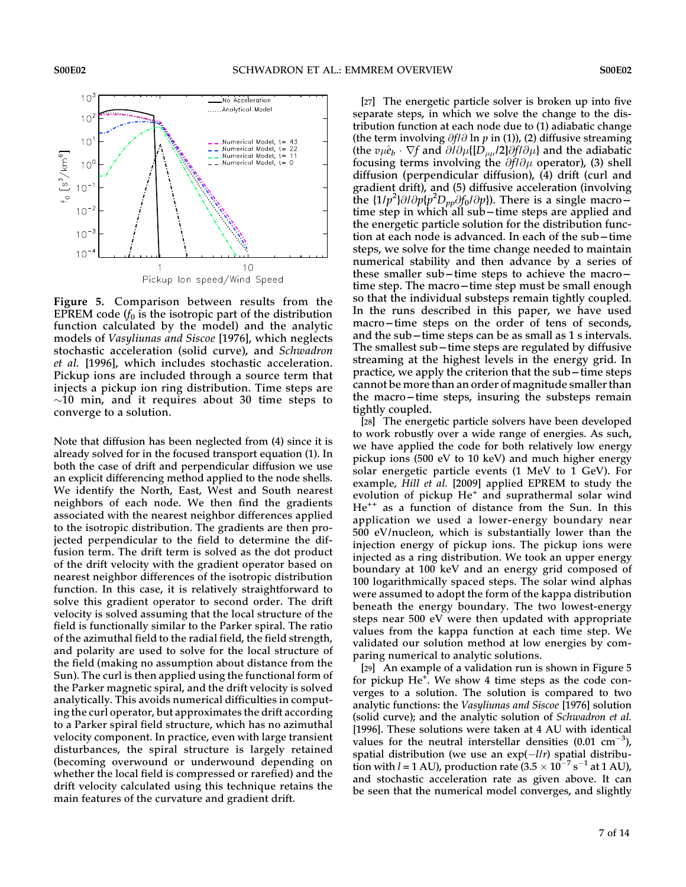**Figure 5.** Comparison between results from the EPREM code ($f_0$ is the isotropic part of the distribution function calculated by the model) and the analytic models of *Vasyliunas and Siscoe* [1976], which neglects stochastic acceleration (solid curve), and *Schwadron et al.* [1996], which includes stochastic acceleration. Pickup ions are included through a source term that injects a pickup ion ring distribution. Time steps are ~10 min, and it requires about 30 time steps to converge to a solution.

Note that diffusion has been neglected from (4) since it is already solved for in the focused transport equation (1). In both the case of drift and perpendicular diffusion we use an explicit differencing method applied to the node shells. We identify the North, East, West and South nearest neighbors of each node. We then find the gradients associated with the nearest neighbor differences applied to the isotropic distribution. The gradients are then projected perpendicular to the field to determine the diffusion term. The drift term is solved as the dot product of the drift velocity with the gradient operator based on nearest neighbor differences of the isotropic distribution function. In this case, it is relatively straightforward to solve this gradient operator to second order. The drift velocity is solved assuming that the local structure of the field is functionally similar to the Parker spiral. The ratio of the azimuthal field to the radial field, the field strength, and polarity are used to solve for the local structure of the field (making no assumption about distance from the Sun). The curl is then applied using the functional form of the Parker magnetic spiral, and the drift velocity is solved analytically. This avoids numerical difficulties in computing the curl operator, but approximates the drift according to a Parker spiral field structure, which has no azimuthal velocity component. In practice, even with large transient disturbances, the spiral structure is largely retained (becoming overwound or underwound depending on whether the local field is compressed or rarefied) and the drift velocity calculated using this technique retains the main features of the curvature and gradient drift.

[27] The energetic particle solver is broken up into five separate steps, in which we solve the change to the distribution function at each node due to (1) adiabatic change (the term involving $\partial f/\partial \ln p$ in (1)), (2) diffusive streaming (the $v\mu\hat{e}_b \cdot \nabla f$ and $\partial/\partial\mu\{[D_{\mu\mu}/2]\partial f/\partial\mu\}$ and the adiabatic focusing terms involving the $\partial f/\partial\mu$ operator), (3) shell diffusion (perpendicular diffusion), (4) drift (curl and gradient drift), and (5) diffusive acceleration (involving the $\{1/p^2\}\partial/\partial p\{p^2 D_{pp}\partial f_0/\partial p\}$). There is a single macro–time step in which all sub–time steps are applied and the energetic particle solution for the distribution function at each node is advanced. In each of the sub–time steps, we solve for the time change needed to maintain numerical stability and then advance by a series of these smaller sub–time steps to achieve the macro–time step. The macro–time step must be small enough so that the individual substeps remain tightly coupled. In the runs described in this paper, we have used macro–time steps on the order of tens of seconds, and the sub–time steps can be as small as 1 s intervals. The smallest sub–time steps are regulated by diffusive streaming at the highest levels in the energy grid. In practice, we apply the criterion that the sub–time steps cannot be more than an order of magnitude smaller than the macro–time steps, insuring the substeps remain tightly coupled.

[28] The energetic particle solvers have been developed to work robustly over a wide range of energies. As such, we have applied the code for both relatively low energy pickup ions (500 eV to 10 keV) and much higher energy solar energetic particle events (1 MeV to 1 GeV). For example, *Hill et al.* [2009] applied EPREM to study the evolution of pickup $He^+$ and suprathermal solar wind $He^{++}$ as a function of distance from the Sun. In this application we used a lower-energy boundary near 500 eV/nucleon, which is substantially lower than the injection energy of pickup ions. The pickup ions were injected as a ring distribution. We took an upper energy boundary at 100 keV and an energy grid composed of 100 logarithmically spaced steps. The solar wind alphas were assumed to adopt the form of the kappa distribution beneath the energy boundary. The two lowest-energy steps near 500 eV were then updated with appropriate values from the kappa function at each time step. We validated our solution method at low energies by comparing numerical to analytic solutions.

[29] An example of a validation run is shown in Figure 5 for pickup $He^+$. We show 4 time steps as the code converges to a solution. The solution is compared to two analytic functions: the *Vasyliunas and Siscoe* [1976] solution (solid curve); and the analytic solution of *Schwadron et al.* [1996]. These solutions were taken at 4 AU with identical values for the neutral interstellar densities (0.01 cm$^{-3}$), spatial distribution (we use an $\exp(-l/r)$ spatial distribution with $l$ = 1 AU), production rate ($3.5 \times 10^{-7}$ s$^{-1}$ at 1 AU), and stochastic acceleration rate as given above. It can be seen that the numerical model converges, and slightly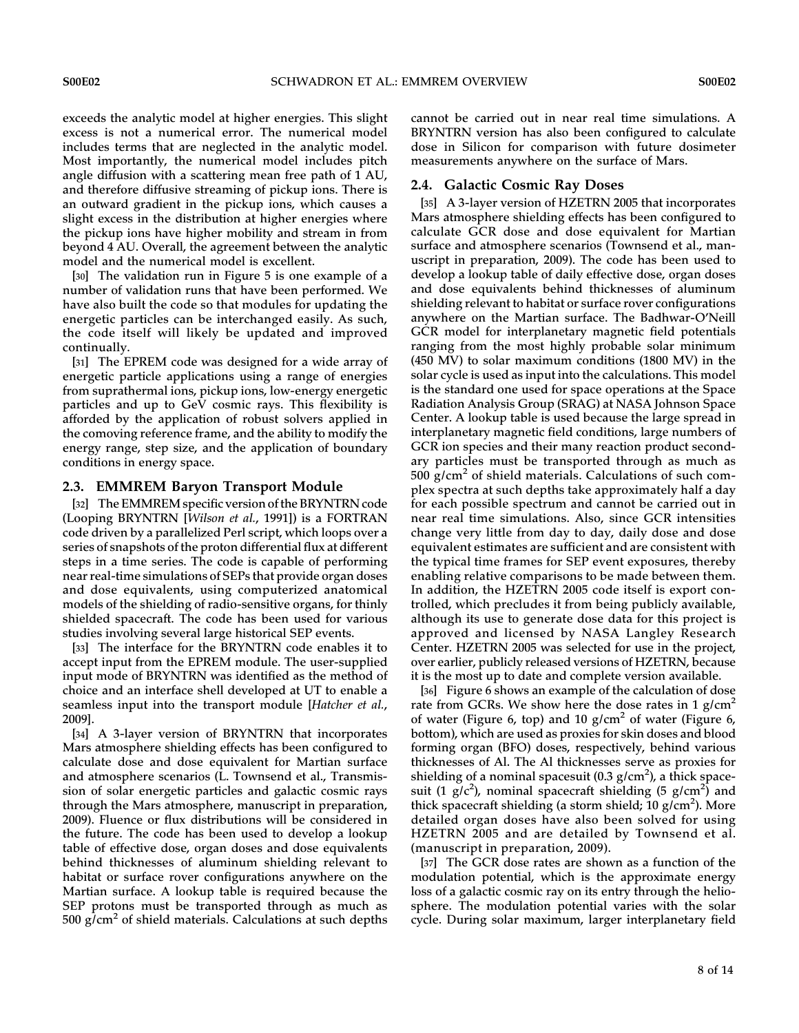exceeds the analytic model at higher energies. This slight excess is not a numerical error. The numerical model includes terms that are neglected in the analytic model. Most importantly, the numerical model includes pitch angle diffusion with a scattering mean free path of 1 AU, and therefore diffusive streaming of pickup ions. There is an outward gradient in the pickup ions, which causes a slight excess in the distribution at higher energies where the pickup ions have higher mobility and stream in from beyond 4 AU. Overall, the agreement between the analytic model and the numerical model is excellent.

[30] The validation run in Figure 5 is one example of a number of validation runs that have been performed. We have also built the code so that modules for updating the energetic particles can be interchanged easily. As such, the code itself will likely be updated and improved continually.

[31] The EPREM code was designed for a wide array of energetic particle applications using a range of energies from suprathermal ions, pickup ions, low-energy energetic particles and up to GeV cosmic rays. This flexibility is afforded by the application of robust solvers applied in the comoving reference frame, and the ability to modify the energy range, step size, and the application of boundary conditions in energy space.

## 2.3. EMMREM Baryon Transport Module

[32] The EMMREM specific version of the BRYNTRN code (Looping BRYNTRN [*Wilson et al.*, 1991]) is a FORTRAN code driven by a parallelized Perl script, which loops over a series of snapshots of the proton differential flux at different steps in a time series. The code is capable of performing near real-time simulations of SEPs that provide organ doses and dose equivalents, using computerized anatomical models of the shielding of radio-sensitive organs, for thinly shielded spacecraft. The code has been used for various studies involving several large historical SEP events.

[33] The interface for the BRYNTRN code enables it to accept input from the EPREM module. The user-supplied input mode of BRYNTRN was identified as the method of choice and an interface shell developed at UT to enable a seamless input into the transport module [*Hatcher et al.*, 2009].

[34] A 3-layer version of BRYNTRN that incorporates Mars atmosphere shielding effects has been configured to calculate dose and dose equivalent for Martian surface and atmosphere scenarios (L. Townsend et al., Transmission of solar energetic particles and galactic cosmic rays through the Mars atmosphere, manuscript in preparation, 2009). Fluence or flux distributions will be considered in the future. The code has been used to develop a lookup table of effective dose, organ doses and dose equivalents behind thicknesses of aluminum shielding relevant to habitat or surface rover configurations anywhere on the Martian surface. A lookup table is required because the SEP protons must be transported through as much as 500 g/cm$^2$ of shield materials. Calculations at such depths cannot be carried out in near real time simulations. A BRYNTRN version has also been configured to calculate dose in Silicon for comparison with future dosimeter measurements anywhere on the surface of Mars.

## 2.4. Galactic Cosmic Ray Doses

[35] A 3-layer version of HZETRN 2005 that incorporates Mars atmosphere shielding effects has been configured to calculate GCR dose and dose equivalent for Martian surface and atmosphere scenarios (Townsend et al., manuscript in preparation, 2009). The code has been used to develop a lookup table of daily effective dose, organ doses and dose equivalents behind thicknesses of aluminum shielding relevant to habitat or surface rover configurations anywhere on the Martian surface. The Badhwar-O'Neill GCR model for interplanetary magnetic field potentials ranging from the most highly probable solar minimum (450 MV) to solar maximum conditions (1800 MV) in the solar cycle is used as input into the calculations. This model is the standard one used for space operations at the Space Radiation Analysis Group (SRAG) at NASA Johnson Space Center. A lookup table is used because the large spread in interplanetary magnetic field conditions, large numbers of GCR ion species and their many reaction product secondary particles must be transported through as much as 500 g/cm$^2$ of shield materials. Calculations of such complex spectra at such depths take approximately half a day for each possible spectrum and cannot be carried out in near real time simulations. Also, since GCR intensities change very little from day to day, daily dose and dose equivalent estimates are sufficient and are consistent with the typical time frames for SEP event exposures, thereby enabling relative comparisons to be made between them. In addition, the HZETRN 2005 code itself is export controlled, which precludes it from being publicly available, although its use to generate dose data for this project is approved and licensed by NASA Langley Research Center. HZETRN 2005 was selected for use in the project, over earlier, publicly released versions of HZETRN, because it is the most up to date and complete version available.

[36] Figure 6 shows an example of the calculation of dose rate from GCRs. We show here the dose rates in 1 g/cm$^2$ of water (Figure 6, top) and 10 g/cm$^2$ of water (Figure 6, bottom), which are used as proxies for skin doses and blood forming organ (BFO) doses, respectively, behind various thicknesses of Al. The Al thicknesses serve as proxies for shielding of a nominal spacesuit (0.3 g/cm$^2$), a thick spacesuit (1 g/c$^2$), nominal spacecraft shielding (5 g/cm$^2$) and thick spacecraft shielding (a storm shield; 10 g/cm$^2$). More detailed organ doses have also been solved for using HZETRN 2005 and are detailed by Townsend et al. (manuscript in preparation, 2009).

[37] The GCR dose rates are shown as a function of the modulation potential, which is the approximate energy loss of a galactic cosmic ray on its entry through the heliosphere. The modulation potential varies with the solar cycle. During solar maximum, larger interplanetary field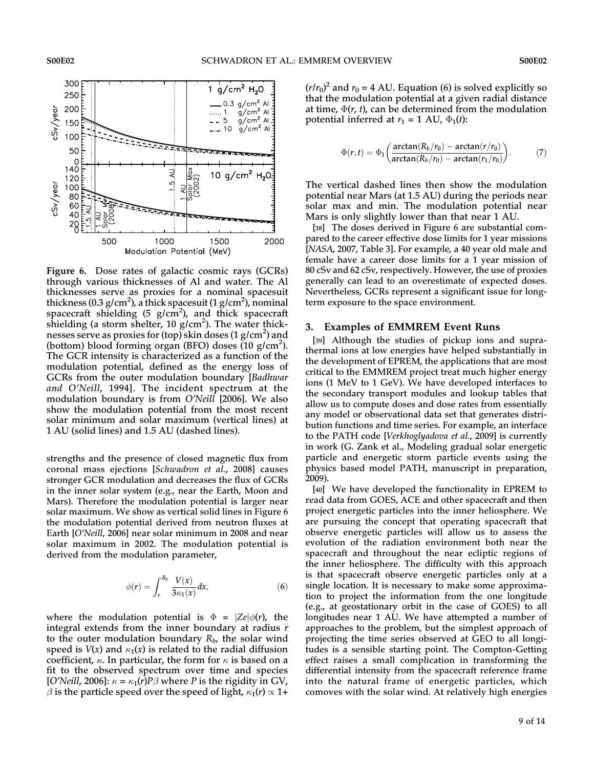**Figure 6.** Dose rates of galactic cosmic rays (GCRs) through various thicknesses of Al and water. The Al thicknesses serve as proxies for a nominal spacesuit thickness (0.3 g/cm$^2$), a thick spacesuit (1 g/cm$^2$), nominal spacecraft shielding (5 g/cm$^2$), and thick spacecraft shielding (a storm shelter, 10 g/cm$^2$). The water thicknesses serve as proxies for (top) skin doses (1 g/cm$^2$) and (bottom) blood forming organ (BFO) doses (10 g/cm$^2$). The GCR intensity is characterized as a function of the modulation potential, defined as the energy loss of GCRs from the outer modulation boundary [*Badhwar and O'Neill*, 1994]. The incident spectrum at the modulation boundary is from *O'Neill* [2006]. We also show the modulation potential from the most recent solar minimum and solar maximum (vertical lines) at 1 AU (solid lines) and 1.5 AU (dashed lines).

strengths and the presence of closed magnetic flux from coronal mass ejections [*Schwadron et al.*, 2008] causes stronger GCR modulation and decreases the flux of GCRs in the inner solar system (e.g., near the Earth, Moon and Mars). Therefore the modulation potential is larger near solar maximum. We show as vertical solid lines in Figure 6 the modulation potential derived from neutron fluxes at Earth [*O'Neill*, 2006] near solar minimum in 2008 and near solar maximum in 2002. The modulation potential is derived from the modulation parameter,

$$\phi(r) = \int_r^{R_b} \frac{V(x)}{3\kappa_1(x)} dx, \tag{6}$$

where the modulation potential is $\Phi = |Ze|\phi(r)$, the integral extends from the inner boundary at radius $r$ to the outer modulation boundary $R_b$, the solar wind speed is $V(x)$ and $\kappa_1(x)$ is related to the radial diffusion coefficient, $\kappa$. In particular, the form for $\kappa$ is based on a fit to the observed spectrum over time and species [*O'Neill*, 2006]: $\kappa = \kappa_1(r)P\beta$ where $P$ is the rigidity in GV, $\beta$ is the particle speed over the speed of light, $\kappa_1(r) \propto 1 + (r/r_0)^2$ and $r_0 = 4$ AU. Equation (6) is solved explicitly so that the modulation potential at a given radial distance at time, $\Phi(r, t)$, can be determined from the modulation potential inferred at $r_1 = 1$ AU, $\Phi_1(t)$:

$$\Phi(r,t) = \Phi_1\left(\frac{\arctan(R_b/r_0) - \arctan(r/r_0)}{\arctan(R_b/r_0) - \arctan(r_1/r_0)}\right). \tag{7}$$

The vertical dashed lines then show the modulation potential near Mars (at 1.5 AU) during the periods near solar max and min. The modulation potential near Mars is only slightly lower than that near 1 AU.

[38] The doses derived in Figure 6 are substantial compared to the career effective dose limits for 1 year missions [*NASA*, 2007, Table 3]. For example, a 40 year old male and female have a career dose limits for a 1 year mission of 80 cSv and 62 cSv, respectively. However, the use of proxies generally can lead to an overestimate of expected doses. Nevertheless, GCRs represent a significant issue for long-term exposure to the space environment.

## 3. Examples of EMMREM Event Runs

[39] Although the studies of pickup ions and suprathermal ions at low energies have helped substantially in the development of EPREM, the applications that are most critical to the EMMREM project treat much higher energy ions (1 MeV to 1 GeV). We have developed interfaces to the secondary transport modules and lookup tables that allow us to compute doses and dose rates from essentially any model or observational data set that generates distribution functions and time series. For example, an interface to the PATH code [*Verkhoglyadova et al.*, 2009] is currently in work (G. Zank et al., Modeling gradual solar energetic particle and energetic storm particle events using the physics based model PATH, manuscript in preparation, 2009).

[40] We have developed the functionality in EPREM to read data from GOES, ACE and other spacecraft and then project energetic particles into the inner heliosphere. We are pursuing the concept that operating spacecraft that observe energetic particles will allow us to assess the evolution of the radiation environment both near the spacecraft and throughout the near ecliptic regions of the inner heliosphere. The difficulty with this approach is that spacecraft observe energetic particles only at a single location. It is necessary to make some approximation to project the information from the one longitude (e.g., at geostationary orbit in the case of GOES) to all longitudes near 1 AU. We have attempted a number of approaches to the problem, but the simplest approach of projecting the time series observed at GEO to all longitudes is a sensible starting point. The Compton-Getting effect raises a small complication in transforming the differential intensity from the spacecraft reference frame into the natural frame of energetic particles, which comoves with the solar wind. At relatively high energies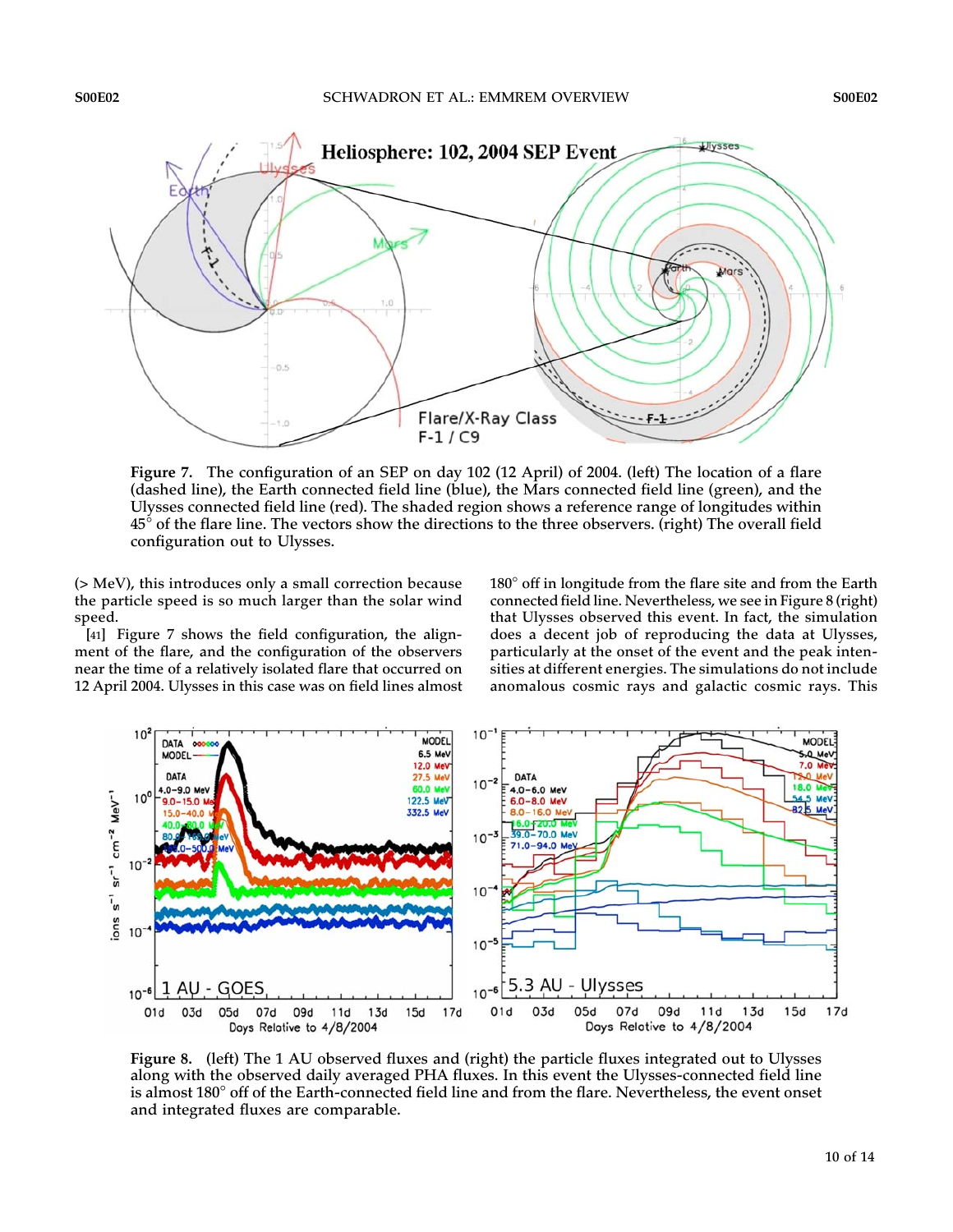Figure 7. The configuration of an SEP on day 102 (12 April) of 2004. (left) The location of a flare (dashed line), the Earth connected field line (blue), the Mars connected field line (green), and the Ulysses connected field line (red). The shaded region shows a reference range of longitudes within 45° of the flare line. The vectors show the directions to the three observers. (right) The overall field configuration out to Ulysses.

(> MeV), this introduces only a small correction because the particle speed is so much larger than the solar wind speed.

[41] Figure 7 shows the field configuration, the alignment of the flare, and the configuration of the observers near the time of a relatively isolated flare that occurred on 12 April 2004. Ulysses in this case was on field lines almost 180° off in longitude from the flare site and from the Earth connected field line. Nevertheless, we see in Figure 8 (right) that Ulysses observed this event. In fact, the simulation does a decent job of reproducing the data at Ulysses, particularly at the onset of the event and the peak intensities at different energies. The simulations do not include anomalous cosmic rays and galactic cosmic rays. This

Figure 8. (left) The 1 AU observed fluxes and (right) the particle fluxes integrated out to Ulysses along with the observed daily averaged PHA fluxes. In this event the Ulysses-connected field line is almost 180° off of the Earth-connected field line and from the flare. Nevertheless, the event onset and integrated fluxes are comparable.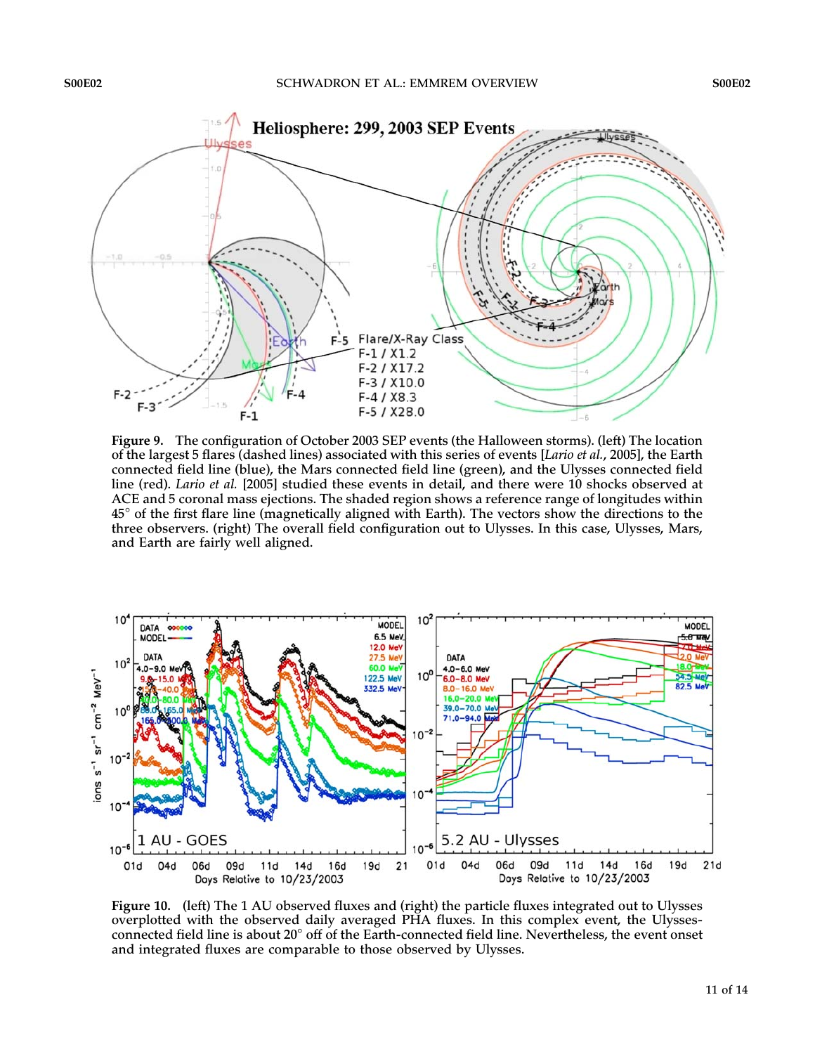**Figure 9.** The configuration of October 2003 SEP events (the Halloween storms). (left) The location of the largest 5 flares (dashed lines) associated with this series of events [*Lario et al.*, 2005], the Earth connected field line (blue), the Mars connected field line (green), and the Ulysses connected field line (red). *Lario et al.* [2005] studied these events in detail, and there were 10 shocks observed at ACE and 5 coronal mass ejections. The shaded region shows a reference range of longitudes within 45° of the first flare line (magnetically aligned with Earth). The vectors show the directions to the three observers. (right) The overall field configuration out to Ulysses. In this case, Ulysses, Mars, and Earth are fairly well aligned.

**Figure 10.** (left) The 1 AU observed fluxes and (right) the particle fluxes integrated out to Ulysses overplotted with the observed daily averaged PHA fluxes. In this complex event, the Ulysses-connected field line is about 20° off of the Earth-connected field line. Nevertheless, the event onset and integrated fluxes are comparable to those observed by Ulysses.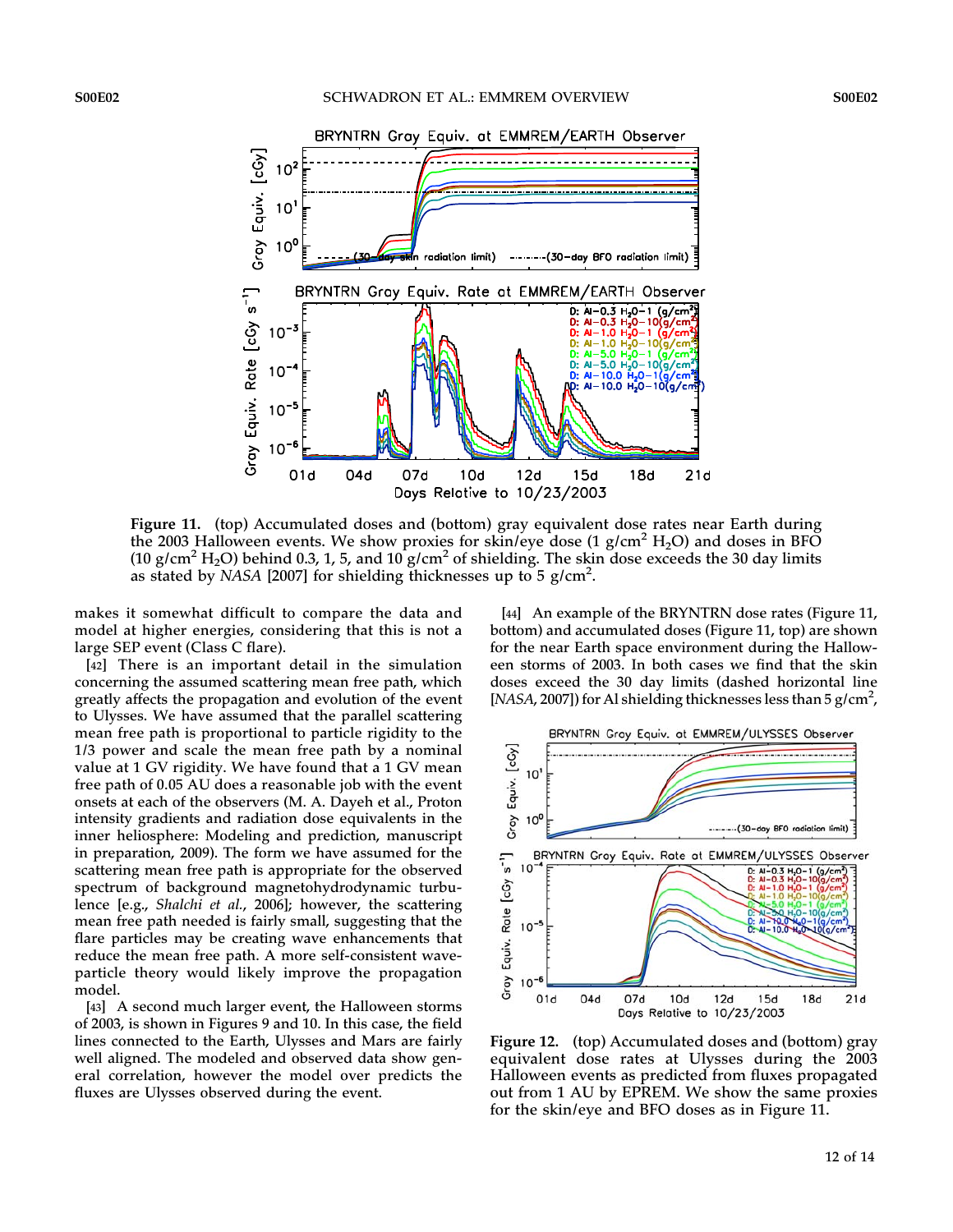**Figure 11.** (top) Accumulated doses and (bottom) gray equivalent dose rates near Earth during the 2003 Halloween events. We show proxies for skin/eye dose (1 g/cm$^2$ $H_2O$) and doses in BFO (10 g/cm$^2$ $H_2O$) behind 0.3, 1, 5, and 10 g/cm$^2$ of shielding. The skin dose exceeds the 30 day limits as stated by *NASA* [2007] for shielding thicknesses up to 5 g/cm$^2$.

makes it somewhat difficult to compare the data and model at higher energies, considering that this is not a large SEP event (Class C flare).

[42] There is an important detail in the simulation concerning the assumed scattering mean free path, which greatly affects the propagation and evolution of the event to Ulysses. We have assumed that the parallel scattering mean free path is proportional to particle rigidity to the 1/3 power and scale the mean free path by a nominal value at 1 GV rigidity. We have found that a 1 GV mean free path of 0.05 AU does a reasonable job with the event onsets at each of the observers (M. A. Dayeh et al., Proton intensity gradients and radiation dose equivalents in the inner heliosphere: Modeling and prediction, manuscript in preparation, 2009). The form we have assumed for the scattering mean free path is appropriate for the observed spectrum of background magnetohydrodynamic turbulence [e.g., *Shalchi et al.*, 2006]; however, the scattering mean free path needed is fairly small, suggesting that the flare particles may be creating wave enhancements that reduce the mean free path. A more self-consistent wave-particle theory would likely improve the propagation model.

[43] A second much larger event, the Halloween storms of 2003, is shown in Figures 9 and 10. In this case, the field lines connected to the Earth, Ulysses and Mars are fairly well aligned. The modeled and observed data show general correlation, however the model over predicts the fluxes are Ulysses observed during the event.

[44] An example of the BRYNTRN dose rates (Figure 11, bottom) and accumulated doses (Figure 11, top) are shown for the near Earth space environment during the Halloween storms of 2003. In both cases we find that the skin doses exceed the 30 day limits (dashed horizontal line [*NASA*, 2007]) for Al shielding thicknesses less than 5 g/cm$^2$,

**Figure 12.** (top) Accumulated doses and (bottom) gray equivalent dose rates at Ulysses during the 2003 Halloween events as predicted from fluxes propagated out from 1 AU by EPREM. We show the same proxies for the skin/eye and BFO doses as in Figure 11.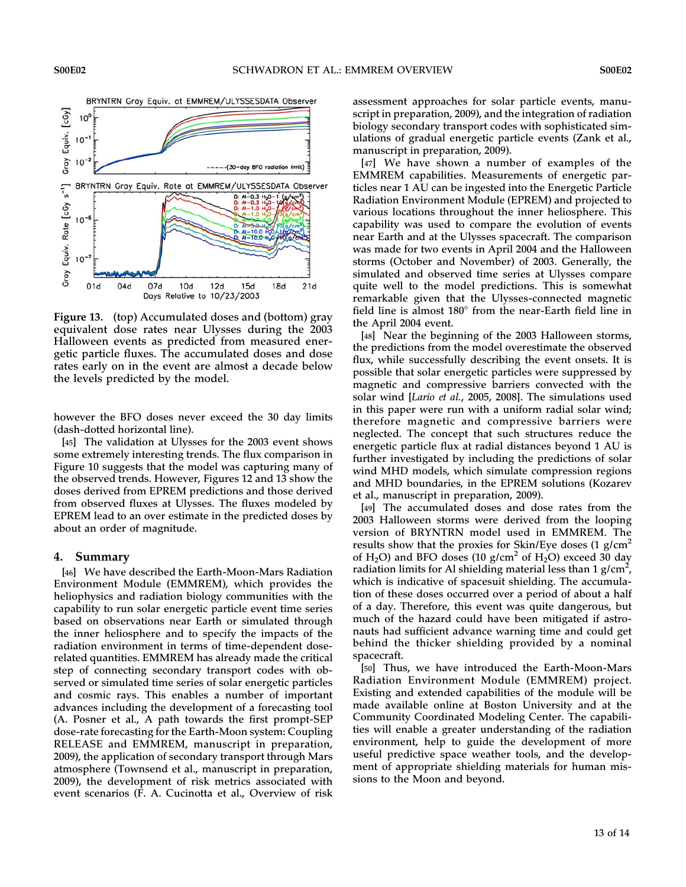**Figure 13.** (top) Accumulated doses and (bottom) gray equivalent dose rates near Ulysses during the 2003 Halloween events as predicted from measured energetic particle fluxes. The accumulated doses and dose rates early on in the event are almost a decade below the levels predicted by the model.

however the BFO doses never exceed the 30 day limits (dash-dotted horizontal line).

[45] The validation at Ulysses for the 2003 event shows some extremely interesting trends. The flux comparison in Figure 10 suggests that the model was capturing many of the observed trends. However, Figures 12 and 13 show the doses derived from EPREM predictions and those derived from observed fluxes at Ulysses. The fluxes modeled by EPREM lead to an over estimate in the predicted doses by about an order of magnitude.

## 4. Summary

[46] We have described the Earth-Moon-Mars Radiation Environment Module (EMMREM), which provides the heliophysics and radiation biology communities with the capability to run solar energetic particle event time series based on observations near Earth or simulated through the inner heliosphere and to specify the impacts of the radiation environment in terms of time-dependent dose-related quantities. EMMREM has already made the critical step of connecting secondary transport codes with observed or simulated time series of solar energetic particles and cosmic rays. This enables a number of important advances including the development of a forecasting tool (A. Posner et al., A path towards the first prompt-SEP dose-rate forecasting for the Earth-Moon system: Coupling RELEASE and EMMREM, manuscript in preparation, 2009), the application of secondary transport through Mars atmosphere (Townsend et al., manuscript in preparation, 2009), the development of risk metrics associated with event scenarios (F. A. Cucinotta et al., Overview of risk assessment approaches for solar particle events, manuscript in preparation, 2009), and the integration of radiation biology secondary transport codes with sophisticated simulations of gradual energetic particle events (Zank et al., manuscript in preparation, 2009).

[47] We have shown a number of examples of the EMMREM capabilities. Measurements of energetic particles near 1 AU can be ingested into the Energetic Particle Radiation Environment Module (EPREM) and projected to various locations throughout the inner heliosphere. This capability was used to compare the evolution of events near Earth and at the Ulysses spacecraft. The comparison was made for two events in April 2004 and the Halloween storms (October and November) of 2003. Generally, the simulated and observed time series at Ulysses compare quite well to the model predictions. This is somewhat remarkable given that the Ulysses-connected magnetic field line is almost 180° from the near-Earth field line in the April 2004 event.

[48] Near the beginning of the 2003 Halloween storms, the predictions from the model overestimate the observed flux, while successfully describing the event onsets. It is possible that solar energetic particles were suppressed by magnetic and compressive barriers convected with the solar wind [*Lario et al.*, 2005, 2008]. The simulations used in this paper were run with a uniform radial solar wind; therefore magnetic and compressive barriers were neglected. The concept that such structures reduce the energetic particle flux at radial distances beyond 1 AU is further investigated by including the predictions of solar wind MHD models, which simulate compression regions and MHD boundaries, in the EPREM solutions (Kozarev et al., manuscript in preparation, 2009).

[49] The accumulated doses and dose rates from the 2003 Halloween storms were derived from the looping version of BRYNTRN model used in EMMREM. The results show that the proxies for Skin/Eye doses (1 g/cm$^2$ of $H_2O$) and BFO doses (10 g/cm$^2$ of $H_2O$) exceed 30 day radiation limits for Al shielding material less than 1 g/cm$^2$, which is indicative of spacesuit shielding. The accumulation of these doses occurred over a period of about a half of a day. Therefore, this event was quite dangerous, but much of the hazard could have been mitigated if astronauts had sufficient advance warning time and could get behind the thicker shielding provided by a nominal spacecraft.

[50] Thus, we have introduced the Earth-Moon-Mars Radiation Environment Module (EMMREM) project. Existing and extended capabilities of the module will be made available online at Boston University and at the Community Coordinated Modeling Center. The capabilities will enable a greater understanding of the radiation environment, help to guide the development of more useful predictive space weather tools, and the development of appropriate shielding materials for human missions to the Moon and beyond.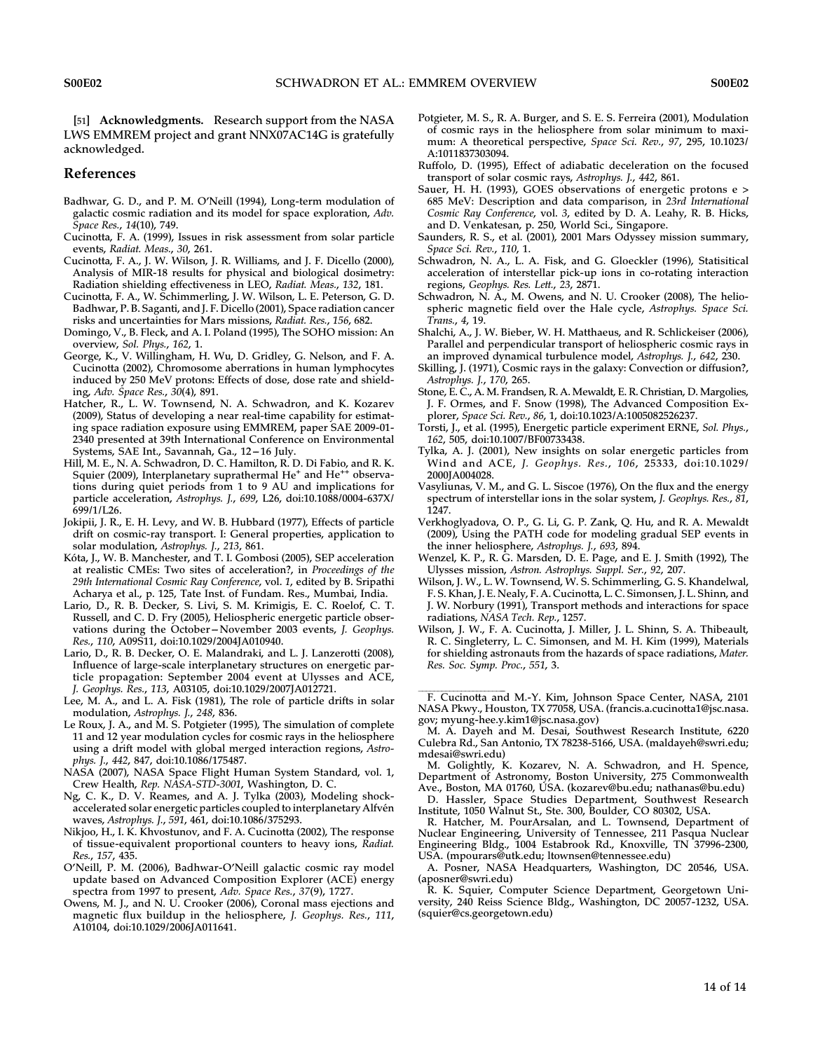[51] **Acknowledgments.** Research support from the NASA LWS EMMREM project and grant NNX07AC14G is gratefully acknowledged.

## References

Badhwar, G. D., and P. M. O'Neill (1994), Long-term modulation of galactic cosmic radiation and its model for space exploration, *Adv. Space Res.*, *14*(10), 749.

Cucinotta, F. A. (1999), Issues in risk assessment from solar particle events, *Radiat. Meas.*, *30*, 261.

Cucinotta, F. A., J. W. Wilson, J. R. Williams, and J. F. Dicello (2000), Analysis of MIR-18 results for physical and biological dosimetry: Radiation shielding effectiveness in LEO, *Radiat. Meas.*, *132*, 181.

Cucinotta, F. A., W. Schimmerling, J. W. Wilson, L. E. Peterson, G. D. Badhwar, P. B. Saganti, and J. F. Dicello (2001), Space radiation cancer risks and uncertainties for Mars missions, *Radiat. Res.*, *156*, 682.

Domingo, V., B. Fleck, and A. I. Poland (1995), The SOHO mission: An overview, *Sol. Phys.*, *162*, 1.

George, K., V. Willingham, H. Wu, D. Gridley, G. Nelson, and F. A. Cucinotta (2002), Chromosome aberrations in human lymphocytes induced by 250 MeV protons: Effects of dose, dose rate and shielding, *Adv. Space Res.*, *30*(4), 891.

Hatcher, R., L. W. Townsend, N. A. Schwadron, and K. Kozarev (2009), Status of developing a near real-time capability for estimating space radiation exposure using EMMREM, paper SAE 2009-01-2340 presented at 39th International Conference on Environmental Systems, SAE Int., Savannah, Ga., 12–16 July.

Hill, M. E., N. A. Schwadron, D. C. Hamilton, R. D. Di Fabio, and R. K. Squier (2009), Interplanetary suprathermal $He^{+}$ and $He^{++}$ observations during quiet periods from 1 to 9 AU and implications for particle acceleration, *Astrophys. J.*, *699*, L26, doi:10.1088/0004-637X/699/1/L26.

Jokipii, J. R., E. H. Levy, and W. B. Hubbard (1977), Effects of particle drift on cosmic-ray transport. I: General properties, application to solar modulation, *Astrophys. J.*, *213*, 861.

Kóta, J., W. B. Manchester, and T. I. Gombosi (2005), SEP acceleration at realistic CMEs: Two sites of acceleration?, in *Proceedings of the 29th International Cosmic Ray Conference*, vol. *1*, edited by B. Sripathi Acharya et al., p. 125, Tate Inst. of Fundam. Res., Mumbai, India.

Lario, D., R. B. Decker, S. Livi, S. M. Krimigis, E. C. Roelof, C. T. Russell, and C. D. Fry (2005), Heliospheric energetic particle observations during the October–November 2003 events, *J. Geophys. Res.*, *110*, A09S11, doi:10.1029/2004JA010940.

Lario, D., R. B. Decker, O. E. Malandraki, and L. J. Lanzerotti (2008), Influence of large-scale interplanetary structures on energetic particle propagation: September 2004 event at Ulysses and ACE, *J. Geophys. Res.*, *113*, A03105, doi:10.1029/2007JA012721.

Lee, M. A., and L. A. Fisk (1981), The role of particle drifts in solar modulation, *Astrophys. J.*, *248*, 836.

Le Roux, J. A., and M. S. Potgieter (1995), The simulation of complete 11 and 12 year modulation cycles for cosmic rays in the heliosphere using a drift model with global merged interaction regions, *Astrophys. J.*, *442*, 847, doi:10.1086/175487.

NASA (2007), NASA Space Flight Human System Standard, vol. 1, Crew Health, *Rep. NASA-STD-3001*, Washington, D. C.

Ng, C. K., D. V. Reames, and A. J. Tylka (2003), Modeling shock-accelerated solar energetic particles coupled to interplanetary Alfvén waves, *Astrophys. J.*, *591*, 461, doi:10.1086/375293.

Nikjoo, H., I. K. Khvostunov, and F. A. Cucinotta (2002), The response of tissue-equivalent proportional counters to heavy ions, *Radiat. Res.*, *157*, 435.

O'Neill, P. M. (2006), Badhwar-O'Neill galactic cosmic ray model update based on Advanced Composition Explorer (ACE) energy spectra from 1997 to present, *Adv. Space Res.*, *37*(9), 1727.

Owens, M. J., and N. U. Crooker (2006), Coronal mass ejections and magnetic flux buildup in the heliosphere, *J. Geophys. Res.*, *111*, A10104, doi:10.1029/2006JA011641.

Potgieter, M. S., R. A. Burger, and S. E. S. Ferreira (2001), Modulation of cosmic rays in the heliosphere from solar minimum to maximum: A theoretical perspective, *Space Sci. Rev.*, *97*, 295, 10.1023/A:1011837303094.

Ruffolo, D. (1995), Effect of adiabatic deceleration on the focused transport of solar cosmic rays, *Astrophys. J.*, *442*, 861.

Sauer, H. H. (1993), GOES observations of energetic protons e > 685 MeV: Description and data comparison, in *23rd International Cosmic Ray Conference*, vol. *3*, edited by D. A. Leahy, R. B. Hicks, and D. Venkatesan, p. 250, World Sci., Singapore.

Saunders, R. S., et al. (2001), 2001 Mars Odyssey mission summary, *Space Sci. Rev.*, *110*, 1.

Schwadron, N. A., L. A. Fisk, and G. Gloeckler (1996), Statisitical acceleration of interstellar pick-up ions in co-rotating interaction regions, *Geophys. Res. Lett.*, *23*, 2871.

Schwadron, N. A., M. Owens, and N. U. Crooker (2008), The heliospheric magnetic field over the Hale cycle, *Astrophys. Space Sci. Trans.*, *4*, 19.

Shalchi, A., J. W. Bieber, W. H. Matthaeus, and R. Schlickeiser (2006), Parallel and perpendicular transport of heliospheric cosmic rays in an improved dynamical turbulence model, *Astrophys. J.*, *642*, 230.

Skilling, J. (1971), Cosmic rays in the galaxy: Convection or diffusion?, *Astrophys. J.*, *170*, 265.

Stone, E. C., A. M. Frandsen, R. A. Mewaldt, E. R. Christian, D. Margolies, J. F. Ormes, and F. Snow (1998), The Advanced Composition Explorer, *Space Sci. Rev.*, *86*, 1, doi:10.1023/A:1005082526237.

Torsti, J., et al. (1995), Energetic particle experiment ERNE, *Sol. Phys.*, *162*, 505, doi:10.1007/BF00733438.

Tylka, A. J. (2001), New insights on solar energetic particles from Wind and ACE, *J. Geophys. Res.*, *106*, 25333, doi:10.1029/2000JA004028.

Vasyliunas, V. M., and G. L. Siscoe (1976), On the flux and the energy spectrum of interstellar ions in the solar system, *J. Geophys. Res.*, *81*, 1247.

Verkhoglyadova, O. P., G. Li, G. P. Zank, Q. Hu, and R. A. Mewaldt (2009), Using the PATH code for modeling gradual SEP events in the inner heliosphere, *Astrophys. J.*, *693*, 894.

Wenzel, K. P., R. G. Marsden, D. E. Page, and E. J. Smith (1992), The Ulysses mission, *Astron. Astrophys. Suppl. Ser.*, *92*, 207.

Wilson, J. W., L. W. Townsend, W. S. Schimmerling, G. S. Khandelwal, F. S. Khan, J. E. Nealy, F. A. Cucinotta, L. C. Simonsen, J. L. Shinn, and J. W. Norbury (1991), Transport methods and interactions for space radiations, *NASA Tech. Rep.*, 1257.

Wilson, J. W., F. A. Cucinotta, J. Miller, J. L. Shinn, S. A. Thibeault, R. C. Singleterry, L. C. Simonsen, and M. H. Kim (1999), Materials for shielding astronauts from the hazards of space radiations, *Mater. Res. Soc. Symp. Proc.*, *551*, 3.

---

F. Cucinotta and M.-Y. Kim, Johnson Space Center, NASA, 2101 NASA Pkwy., Houston, TX 77058, USA. (francis.a.cucinotta1@jsc.nasa.gov; myung-hee.y.kim1@jsc.nasa.gov)

M. A. Dayeh and M. Desai, Southwest Research Institute, 6220 Culebra Rd., San Antonio, TX 78238-5166, USA. (maldayeh@swri.edu; mdesai@swri.edu)

M. Golightly, K. Kozarev, N. A. Schwadron, and H. Spence, Department of Astronomy, Boston University, 275 Commonwealth Ave., Boston, MA 01760, USA. (kozarev@bu.edu; nathanas@bu.edu)

D. Hassler, Space Studies Department, Southwest Research Institute, 1050 Walnut St., Ste. 300, Boulder, CO 80302, USA.

R. Hatcher, M. PourArsalan, and L. Townsend, Department of Nuclear Engineering, University of Tennessee, 211 Pasqua Nuclear Engineering Bldg., 1004 Estabrook Rd., Knoxville, TN 37996-2300, USA. (mpourars@utk.edu; ltownsen@tennessee.edu)

A. Posner, NASA Headquarters, Washington, DC 20546, USA. (aposner@swri.edu)

R. K. Squier, Computer Science Department, Georgetown University, 240 Reiss Science Bldg., Washington, DC 20057-1232, USA. (squier@cs.georgetown.edu)